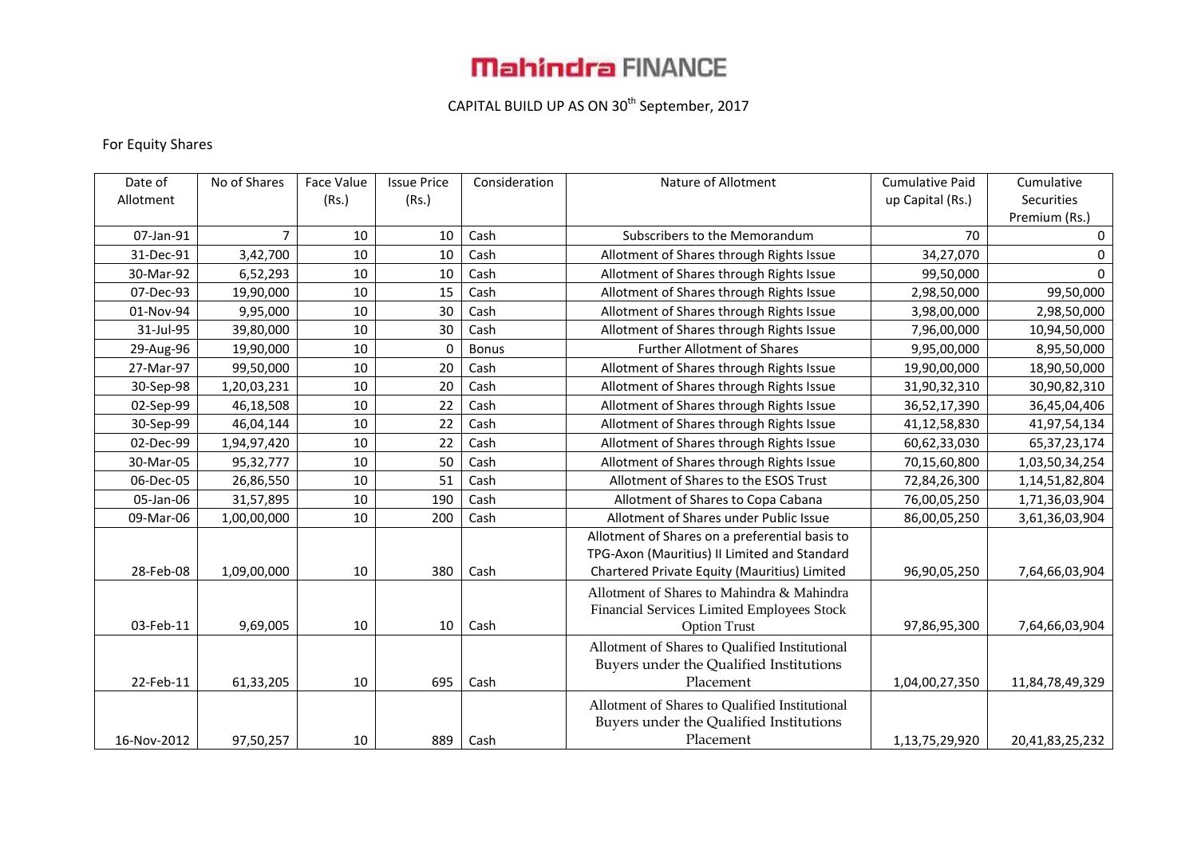# Mahindra FINANCE

CAPITAL BUILD UP AS ON 30th September, 2017

For Equity Shares

| Date of Allotment | No of Shares | Face Value (Rs.) | Issue Price (Rs.) | Consideration | Nature of Allotment | Cumulative Paid up Capital (Rs.) | Cumulative Securities Premium (Rs.) |
|---|---|---|---|---|---|---|---|
| 07-Jan-91 | 7 | 10 | 10 | Cash | Subscribers to the Memorandum | 70 | 0 |
| 31-Dec-91 | 3,42,700 | 10 | 10 | Cash | Allotment of Shares through Rights Issue | 34,27,070 | 0 |
| 30-Mar-92 | 6,52,293 | 10 | 10 | Cash | Allotment of Shares through Rights Issue | 99,50,000 | 0 |
| 07-Dec-93 | 19,90,000 | 10 | 15 | Cash | Allotment of Shares through Rights Issue | 2,98,50,000 | 99,50,000 |
| 01-Nov-94 | 9,95,000 | 10 | 30 | Cash | Allotment of Shares through Rights Issue | 3,98,00,000 | 2,98,50,000 |
| 31-Jul-95 | 39,80,000 | 10 | 30 | Cash | Allotment of Shares through Rights Issue | 7,96,00,000 | 10,94,50,000 |
| 29-Aug-96 | 19,90,000 | 10 | 0 | Bonus | Further Allotment of Shares | 9,95,00,000 | 8,95,50,000 |
| 27-Mar-97 | 99,50,000 | 10 | 20 | Cash | Allotment of Shares through Rights Issue | 19,90,00,000 | 18,90,50,000 |
| 30-Sep-98 | 1,20,03,231 | 10 | 20 | Cash | Allotment of Shares through Rights Issue | 31,90,32,310 | 30,90,82,310 |
| 02-Sep-99 | 46,18,508 | 10 | 22 | Cash | Allotment of Shares through Rights Issue | 36,52,17,390 | 36,45,04,406 |
| 30-Sep-99 | 46,04,144 | 10 | 22 | Cash | Allotment of Shares through Rights Issue | 41,12,58,830 | 41,97,54,134 |
| 02-Dec-99 | 1,94,97,420 | 10 | 22 | Cash | Allotment of Shares through Rights Issue | 60,62,33,030 | 65,37,23,174 |
| 30-Mar-05 | 95,32,777 | 10 | 50 | Cash | Allotment of Shares through Rights Issue | 70,15,60,800 | 1,03,50,34,254 |
| 06-Dec-05 | 26,86,550 | 10 | 51 | Cash | Allotment of Shares to the ESOS Trust | 72,84,26,300 | 1,14,51,82,804 |
| 05-Jan-06 | 31,57,895 | 10 | 190 | Cash | Allotment of Shares to Copa Cabana | 76,00,05,250 | 1,71,36,03,904 |
| 09-Mar-06 | 1,00,00,000 | 10 | 200 | Cash | Allotment of Shares under Public Issue | 86,00,05,250 | 3,61,36,03,904 |
| 28-Feb-08 | 1,09,00,000 | 10 | 380 | Cash | Allotment of Shares on a preferential basis to TPG-Axon (Mauritius) II Limited and Standard Chartered Private Equity (Mauritius) Limited | 96,90,05,250 | 7,64,66,03,904 |
| 03-Feb-11 | 9,69,005 | 10 | 10 | Cash | Allotment of Shares to Mahindra & Mahindra Financial Services Limited Employees Stock Option Trust | 97,86,95,300 | 7,64,66,03,904 |
| 22-Feb-11 | 61,33,205 | 10 | 695 | Cash | Allotment of Shares to Qualified Institutional Buyers under the Qualified Institutions Placement | 1,04,00,27,350 | 11,84,78,49,329 |
| 16-Nov-2012 | 97,50,257 | 10 | 889 | Cash | Allotment of Shares to Qualified Institutional Buyers under the Qualified Institutions Placement | 1,13,75,29,920 | 20,41,83,25,232 |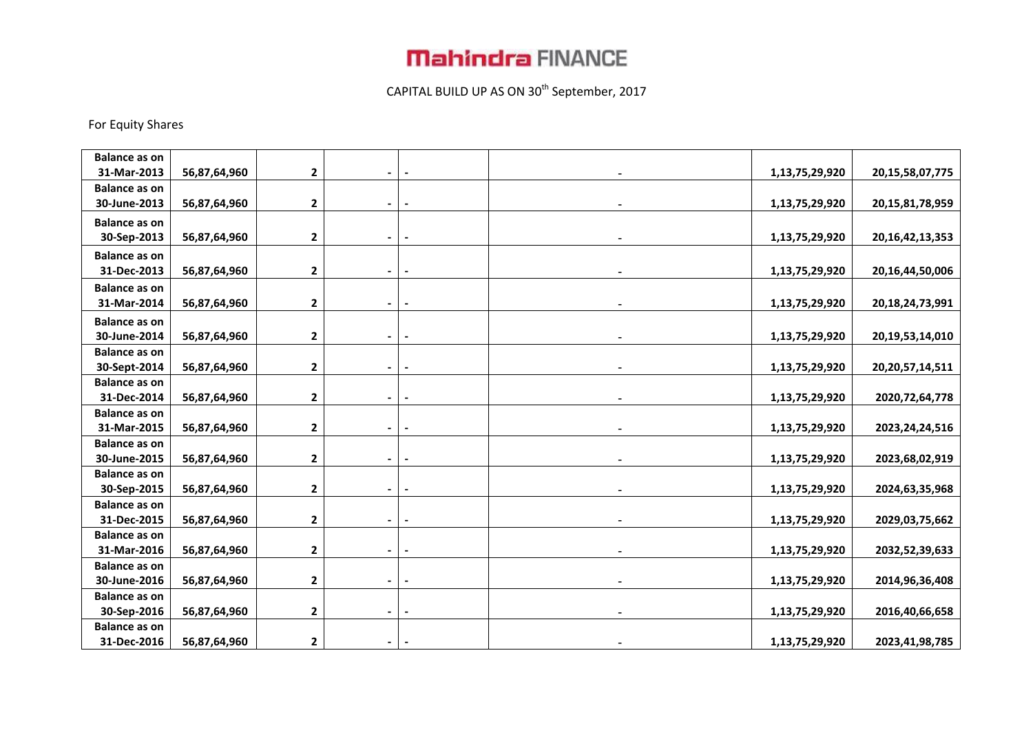# Mahindra FINANCE

CAPITAL BUILD UP AS ON 30th September, 2017

For Equity Shares

| | | | | | | | |
|---|---|---|---|---|---|---|---|
| **Balance as on 31-Mar-2013** | **56,87,64,960** | **2** | **-** | **-** | **-** | **1,13,75,29,920** | **20,15,58,07,775** |
| **Balance as on 30-June-2013** | **56,87,64,960** | **2** | **-** | **-** | **-** | **1,13,75,29,920** | **20,15,81,78,959** |
| **Balance as on 30-Sep-2013** | **56,87,64,960** | **2** | **-** | **-** | **-** | **1,13,75,29,920** | **20,16,42,13,353** |
| **Balance as on 31-Dec-2013** | **56,87,64,960** | **2** | **-** | **-** | **-** | **1,13,75,29,920** | **20,16,44,50,006** |
| **Balance as on 31-Mar-2014** | **56,87,64,960** | **2** | **-** | **-** | **-** | **1,13,75,29,920** | **20,18,24,73,991** |
| **Balance as on 30-June-2014** | **56,87,64,960** | **2** | **-** | **-** | **-** | **1,13,75,29,920** | **20,19,53,14,010** |
| **Balance as on 30-Sept-2014** | **56,87,64,960** | **2** | **-** | **-** | **-** | **1,13,75,29,920** | **20,20,57,14,511** |
| **Balance as on 31-Dec-2014** | **56,87,64,960** | **2** | **-** | **-** | **-** | **1,13,75,29,920** | **2020,72,64,778** |
| **Balance as on 31-Mar-2015** | **56,87,64,960** | **2** | **-** | **-** | **-** | **1,13,75,29,920** | **2023,24,24,516** |
| **Balance as on 30-June-2015** | **56,87,64,960** | **2** | **-** | **-** | **-** | **1,13,75,29,920** | **2023,68,02,919** |
| **Balance as on 30-Sep-2015** | **56,87,64,960** | **2** | **-** | **-** | **-** | **1,13,75,29,920** | **2024,63,35,968** |
| **Balance as on 31-Dec-2015** | **56,87,64,960** | **2** | **-** | **-** | **-** | **1,13,75,29,920** | **2029,03,75,662** |
| **Balance as on 31-Mar-2016** | **56,87,64,960** | **2** | **-** | **-** | **-** | **1,13,75,29,920** | **2032,52,39,633** |
| **Balance as on 30-June-2016** | **56,87,64,960** | **2** | **-** | **-** | **-** | **1,13,75,29,920** | **2014,96,36,408** |
| **Balance as on 30-Sep-2016** | **56,87,64,960** | **2** | **-** | **-** | **-** | **1,13,75,29,920** | **2016,40,66,658** |
| **Balance as on 31-Dec-2016** | **56,87,64,960** | **2** | **-** | **-** | **-** | **1,13,75,29,920** | **2023,41,98,785** |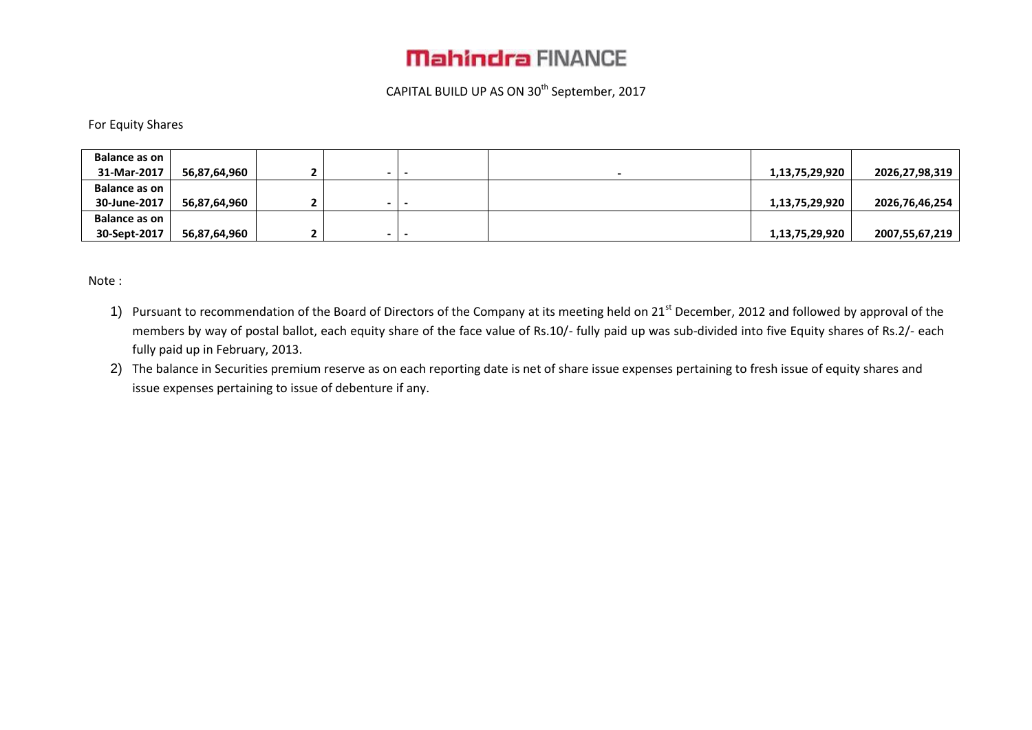# Mahindra FINANCE

CAPITAL BUILD UP AS ON 30th September, 2017

For Equity Shares

| | | | | | | | |
|---|---|---|---|---|---|---|---|
| **Balance as on 31-Mar-2017** | **56,87,64,960** | **2** | **-** | **-** | **-** | **1,13,75,29,920** | **2026,27,98,319** |
| **Balance as on 30-June-2017** | **56,87,64,960** | **2** | **-** | **-** | | **1,13,75,29,920** | **2026,76,46,254** |
| **Balance as on 30-Sept-2017** | **56,87,64,960** | **2** | **-** | **-** | | **1,13,75,29,920** | **2007,55,67,219** |

Note :

1) Pursuant to recommendation of the Board of Directors of the Company at its meeting held on 21st December, 2012 and followed by approval of the members by way of postal ballot, each equity share of the face value of Rs.10/- fully paid up was sub-divided into five Equity shares of Rs.2/- each fully paid up in February, 2013.
2) The balance in Securities premium reserve as on each reporting date is net of share issue expenses pertaining to fresh issue of equity shares and issue expenses pertaining to issue of debenture if any.